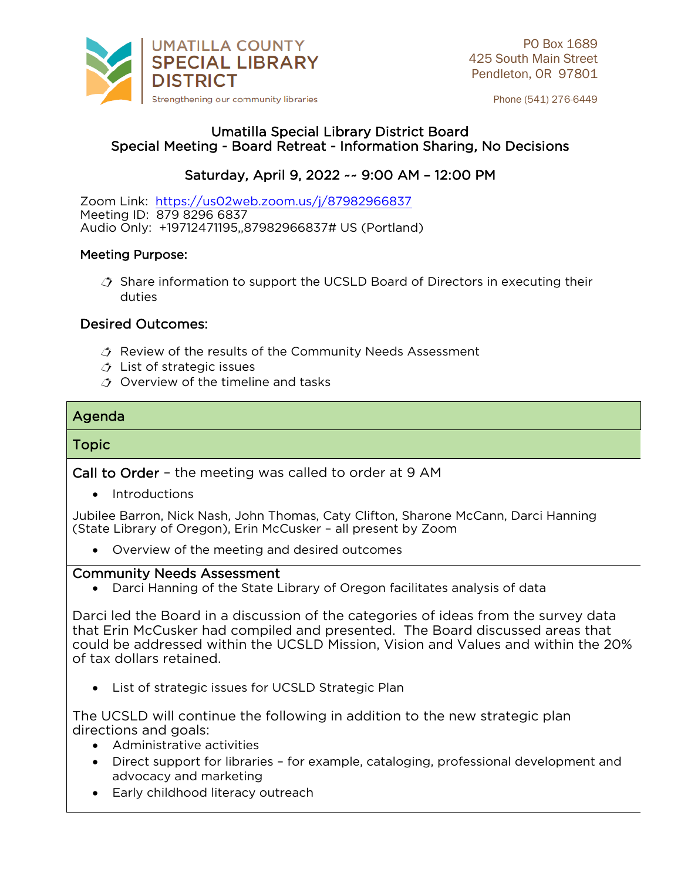UMATILLA COUNTY SPECIAL LIBRARY DISTRICT

Strengthening our community libraries

PO Box 1689
425 South Main Street
Pendleton, OR 97801

Phone (541) 276-6449

## Umatilla Special Library District Board
## Special Meeting - Board Retreat - Information Sharing, No Decisions

### Saturday, April 9, 2022 -- 9:00 AM – 12:00 PM

Zoom Link: https://us02web.zoom.us/j/87982966837
Meeting ID: 879 8296 6837
Audio Only: +19712471195,,87982966837# US (Portland)

**Meeting Purpose:**

- Share information to support the UCSLD Board of Directors in executing their duties

**Desired Outcomes:**

- Review of the results of the Community Needs Assessment
- List of strategic issues
- Overview of the timeline and tasks

| Agenda |
|---|
| Topic |
| Call to Order – the meeting was called to order at 9 AM<br>• Introductions<br>Jubilee Barron, Nick Nash, John Thomas, Caty Clifton, Sharone McCann, Darci Hanning (State Library of Oregon), Erin McCusker – all present by Zoom<br>• Overview of the meeting and desired outcomes |
| Community Needs Assessment<br>• Darci Hanning of the State Library of Oregon facilitates analysis of data<br>Darci led the Board in a discussion of the categories of ideas from the survey data that Erin McCusker had compiled and presented. The Board discussed areas that could be addressed within the UCSLD Mission, Vision and Values and within the 20% of tax dollars retained.<br>• List of strategic issues for UCSLD Strategic Plan<br>The UCSLD will continue the following in addition to the new strategic plan directions and goals:<br>• Administrative activities<br>• Direct support for libraries – for example, cataloging, professional development and advocacy and marketing<br>• Early childhood literacy outreach |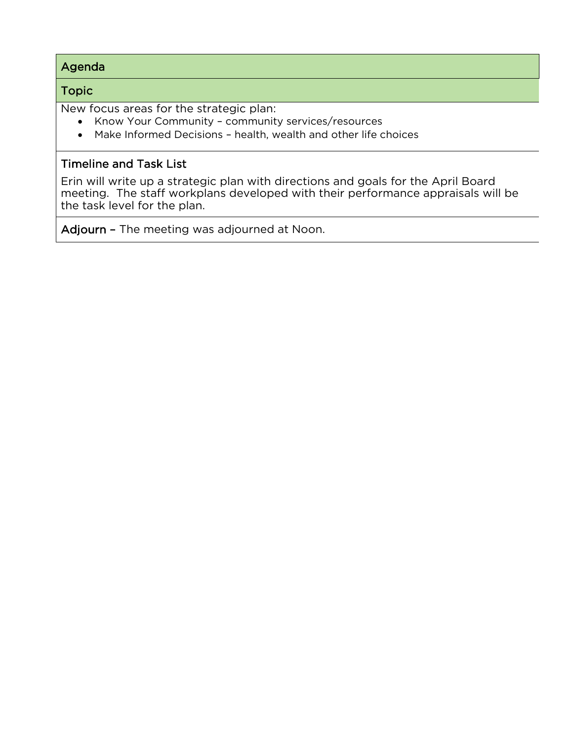## Agenda

### Topic

New focus areas for the strategic plan:

- Know Your Community – community services/resources
- Make Informed Decisions – health, wealth and other life choices

### Timeline and Task List

Erin will write up a strategic plan with directions and goals for the April Board meeting. The staff workplans developed with their performance appraisals will be the task level for the plan.

**Adjourn –** The meeting was adjourned at Noon.